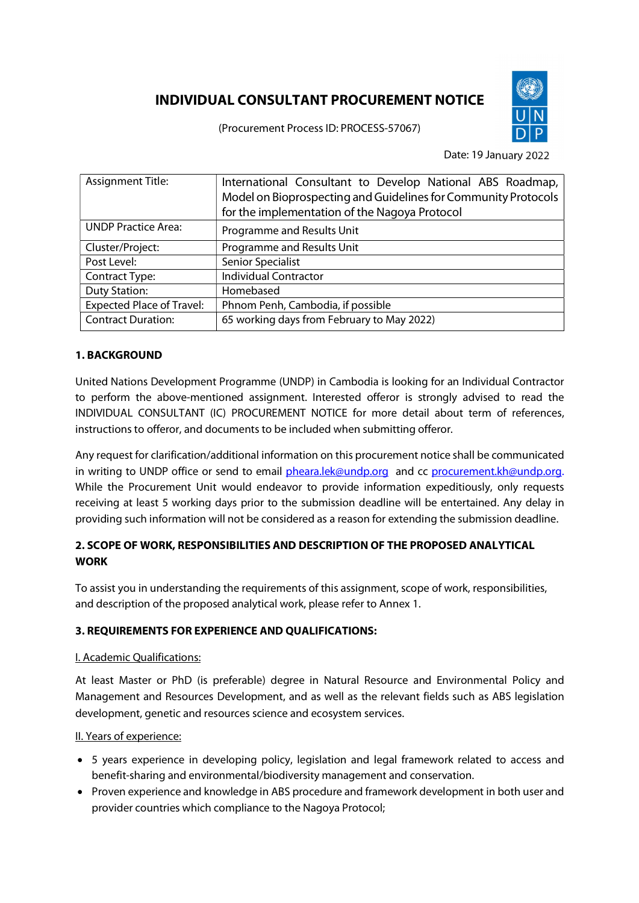# INDIVIDUAL CONSULTANT PROCUREMENT NOTICE

(Procurement Process ID: PROCESS-57067)

Date: 19 January 2022

| Assignment Title: | International Consultant to Develop National ABS Roadmap, Model on Bioprospecting and Guidelines for Community Protocols for the implementation of the Nagoya Protocol |
|---|---|
| UNDP Practice Area: | Programme and Results Unit |
| Cluster/Project: | Programme and Results Unit |
| Post Level: | Senior Specialist |
| Contract Type: | Individual Contractor |
| Duty Station: | Homebased |
| Expected Place of Travel: | Phnom Penh, Cambodia, if possible |
| Contract Duration: | 65 working days from February to May 2022) |

## 1. BACKGROUND

United Nations Development Programme (UNDP) in Cambodia is looking for an Individual Contractor to perform the above-mentioned assignment. Interested offeror is strongly advised to read the INDIVIDUAL CONSULTANT (IC) PROCUREMENT NOTICE for more detail about term of references, instructions to offeror, and documents to be included when submitting offeror.

Any request for clarification/additional information on this procurement notice shall be communicated in writing to UNDP office or send to email pheara.lek@undp.org and cc procurement.kh@undp.org. While the Procurement Unit would endeavor to provide information expeditiously, only requests receiving at least 5 working days prior to the submission deadline will be entertained. Any delay in providing such information will not be considered as a reason for extending the submission deadline.

## 2. SCOPE OF WORK, RESPONSIBILITIES AND DESCRIPTION OF THE PROPOSED ANALYTICAL WORK

To assist you in understanding the requirements of this assignment, scope of work, responsibilities, and description of the proposed analytical work, please refer to Annex 1.

## 3. REQUIREMENTS FOR EXPERIENCE AND QUALIFICATIONS:

I. Academic Qualifications:

At least Master or PhD (is preferable) degree in Natural Resource and Environmental Policy and Management and Resources Development, and as well as the relevant fields such as ABS legislation development, genetic and resources science and ecosystem services.

II. Years of experience:

- 5 years experience in developing policy, legislation and legal framework related to access and benefit-sharing and environmental/biodiversity management and conservation.
- Proven experience and knowledge in ABS procedure and framework development in both user and provider countries which compliance to the Nagoya Protocol;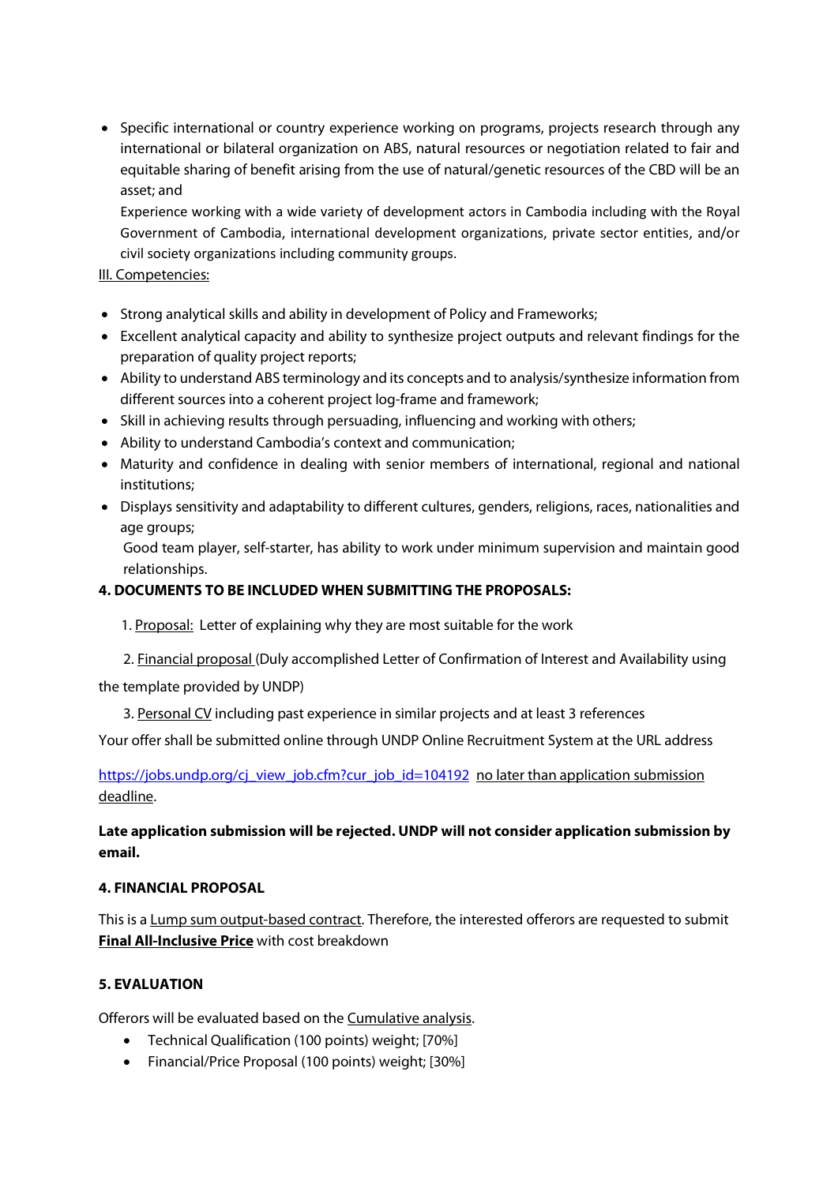- Specific international or country experience working on programs, projects research through any international or bilateral organization on ABS, natural resources or negotiation related to fair and equitable sharing of benefit arising from the use of natural/genetic resources of the CBD will be an asset; and

  Experience working with a wide variety of development actors in Cambodia including with the Royal Government of Cambodia, international development organizations, private sector entities, and/or civil society organizations including community groups.

III. Competencies:

- Strong analytical skills and ability in development of Policy and Frameworks;
- Excellent analytical capacity and ability to synthesize project outputs and relevant findings for the preparation of quality project reports;
- Ability to understand ABS terminology and its concepts and to analysis/synthesize information from different sources into a coherent project log-frame and framework;
- Skill in achieving results through persuading, influencing and working with others;
- Ability to understand Cambodia's context and communication;
- Maturity and confidence in dealing with senior members of international, regional and national institutions;
- Displays sensitivity and adaptability to different cultures, genders, religions, races, nationalities and age groups;

  Good team player, self-starter, has ability to work under minimum supervision and maintain good relationships.

**4. DOCUMENTS TO BE INCLUDED WHEN SUBMITTING THE PROPOSALS:**

1. Proposal: Letter of explaining why they are most suitable for the work
2. Financial proposal (Duly accomplished Letter of Confirmation of Interest and Availability using the template provided by UNDP)
3. Personal CV including past experience in similar projects and at least 3 references

Your offer shall be submitted online through UNDP Online Recruitment System at the URL address

https://jobs.undp.org/cj_view_job.cfm?cur_job_id=104192 no later than application submission deadline.

**Late application submission will be rejected. UNDP will not consider application submission by email.**

**4. FINANCIAL PROPOSAL**

This is a Lump sum output-based contract. Therefore, the interested offerors are requested to submit **Final All-Inclusive Price** with cost breakdown

**5. EVALUATION**

Offerors will be evaluated based on the Cumulative analysis.

- Technical Qualification (100 points) weight; [70%]
- Financial/Price Proposal (100 points) weight; [30%]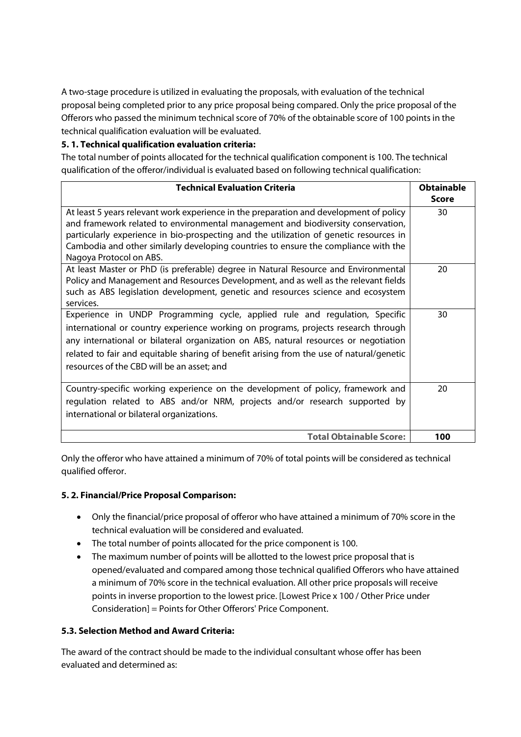A two-stage procedure is utilized in evaluating the proposals, with evaluation of the technical proposal being completed prior to any price proposal being compared. Only the price proposal of the Offerors who passed the minimum technical score of 70% of the obtainable score of 100 points in the technical qualification evaluation will be evaluated.

**5. 1. Technical qualification evaluation criteria:**

The total number of points allocated for the technical qualification component is 100. The technical qualification of the offeror/individual is evaluated based on following technical qualification:

| Technical Evaluation Criteria | Obtainable Score |
| --- | --- |
| At least 5 years relevant work experience in the preparation and development of policy and framework related to environmental management and biodiversity conservation, particularly experience in bio-prospecting and the utilization of genetic resources in Cambodia and other similarly developing countries to ensure the compliance with the Nagoya Protocol on ABS. | 30 |
| At least Master or PhD (is preferable) degree in Natural Resource and Environmental Policy and Management and Resources Development, and as well as the relevant fields such as ABS legislation development, genetic and resources science and ecosystem services. | 20 |
| Experience in UNDP Programming cycle, applied rule and regulation, Specific international or country experience working on programs, projects research through any international or bilateral organization on ABS, natural resources or negotiation related to fair and equitable sharing of benefit arising from the use of natural/genetic resources of the CBD will be an asset; and | 30 |
| Country-specific working experience on the development of policy, framework and regulation related to ABS and/or NRM, projects and/or research supported by international or bilateral organizations. | 20 |
| **Total Obtainable Score:** | **100** |

Only the offeror who have attained a minimum of 70% of total points will be considered as technical qualified offeror.

**5. 2. Financial/Price Proposal Comparison:**

- Only the financial/price proposal of offeror who have attained a minimum of 70% score in the technical evaluation will be considered and evaluated.
- The total number of points allocated for the price component is 100.
- The maximum number of points will be allotted to the lowest price proposal that is opened/evaluated and compared among those technical qualified Offerors who have attained a minimum of 70% score in the technical evaluation. All other price proposals will receive points in inverse proportion to the lowest price. [Lowest Price x 100 / Other Price under Consideration] = Points for Other Offerors' Price Component.

**5.3. Selection Method and Award Criteria:**

The award of the contract should be made to the individual consultant whose offer has been evaluated and determined as: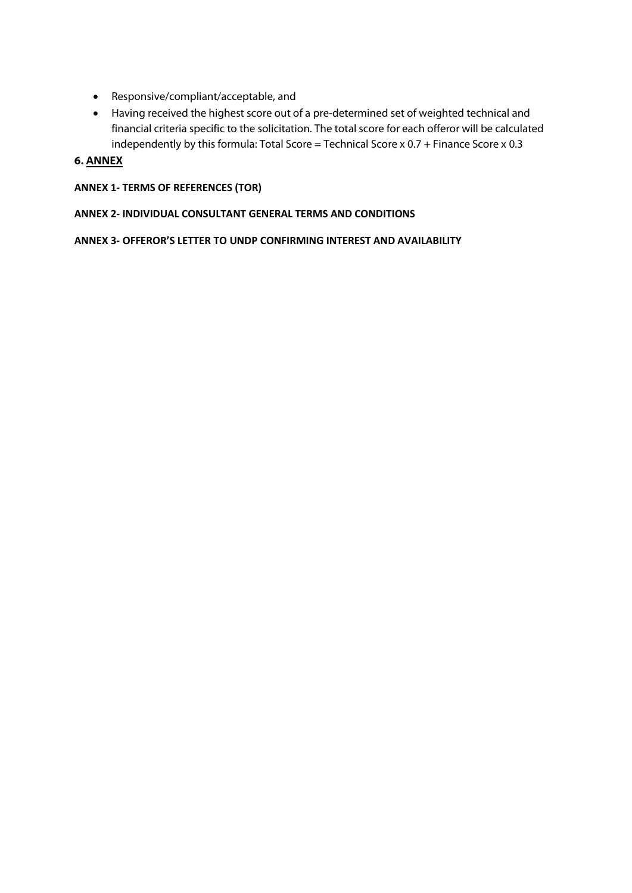- Responsive/compliant/acceptable, and
- Having received the highest score out of a pre-determined set of weighted technical and financial criteria specific to the solicitation. The total score for each offeror will be calculated independently by this formula: Total Score = Technical Score x 0.7 + Finance Score x 0.3

## 6. ANNEX

**ANNEX 1- TERMS OF REFERENCES (TOR)**

**ANNEX 2- INDIVIDUAL CONSULTANT GENERAL TERMS AND CONDITIONS**

**ANNEX 3- OFFEROR'S LETTER TO UNDP CONFIRMING INTEREST AND AVAILABILITY**